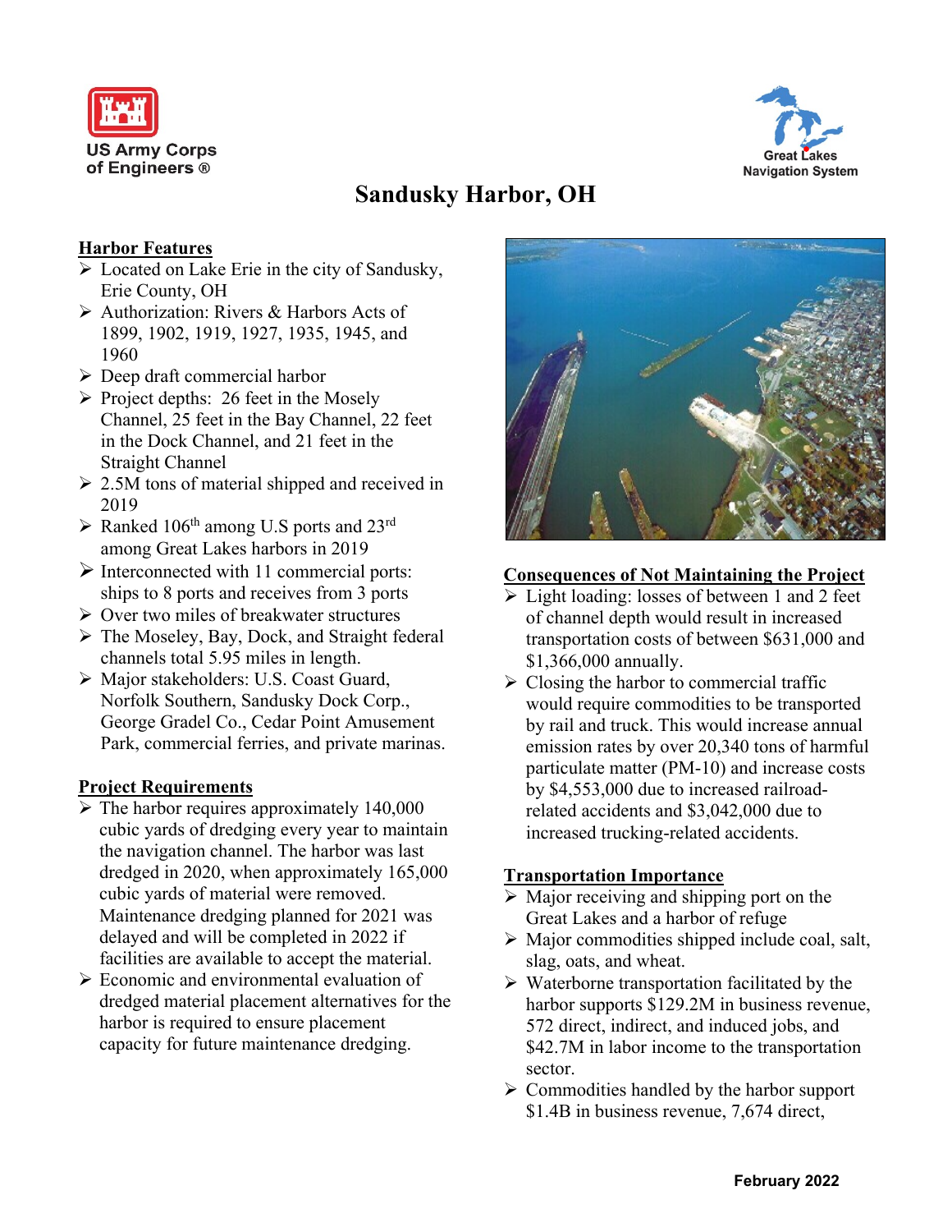US Army Corps of Engineers ®

Great Lakes Navigation System

# Sandusky Harbor, OH

## Harbor Features

- Located on Lake Erie in the city of Sandusky, Erie County, OH
- Authorization: Rivers & Harbors Acts of 1899, 1902, 1919, 1927, 1935, 1945, and 1960
- Deep draft commercial harbor
- Project depths: 26 feet in the Mosely Channel, 25 feet in the Bay Channel, 22 feet in the Dock Channel, and 21 feet in the Straight Channel
- 2.5M tons of material shipped and received in 2019
- Ranked 106th among U.S ports and 23rd among Great Lakes harbors in 2019
- Interconnected with 11 commercial ports: ships to 8 ports and receives from 3 ports
- Over two miles of breakwater structures
- The Moseley, Bay, Dock, and Straight federal channels total 5.95 miles in length.
- Major stakeholders: U.S. Coast Guard, Norfolk Southern, Sandusky Dock Corp., George Gradel Co., Cedar Point Amusement Park, commercial ferries, and private marinas.

## Project Requirements

- The harbor requires approximately 140,000 cubic yards of dredging every year to maintain the navigation channel. The harbor was last dredged in 2020, when approximately 165,000 cubic yards of material were removed. Maintenance dredging planned for 2021 was delayed and will be completed in 2022 if facilities are available to accept the material.
- Economic and environmental evaluation of dredged material placement alternatives for the harbor is required to ensure placement capacity for future maintenance dredging.

## Consequences of Not Maintaining the Project

- Light loading: losses of between 1 and 2 feet of channel depth would result in increased transportation costs of between $631,000 and $1,366,000 annually.
- Closing the harbor to commercial traffic would require commodities to be transported by rail and truck. This would increase annual emission rates by over 20,340 tons of harmful particulate matter (PM-10) and increase costs by $4,553,000 due to increased railroad-related accidents and $3,042,000 due to increased trucking-related accidents.

## Transportation Importance

- Major receiving and shipping port on the Great Lakes and a harbor of refuge
- Major commodities shipped include coal, salt, slag, oats, and wheat.
- Waterborne transportation facilitated by the harbor supports $129.2M in business revenue, 572 direct, indirect, and induced jobs, and $42.7M in labor income to the transportation sector.
- Commodities handled by the harbor support $1.4B in business revenue, 7,674 direct,

February 2022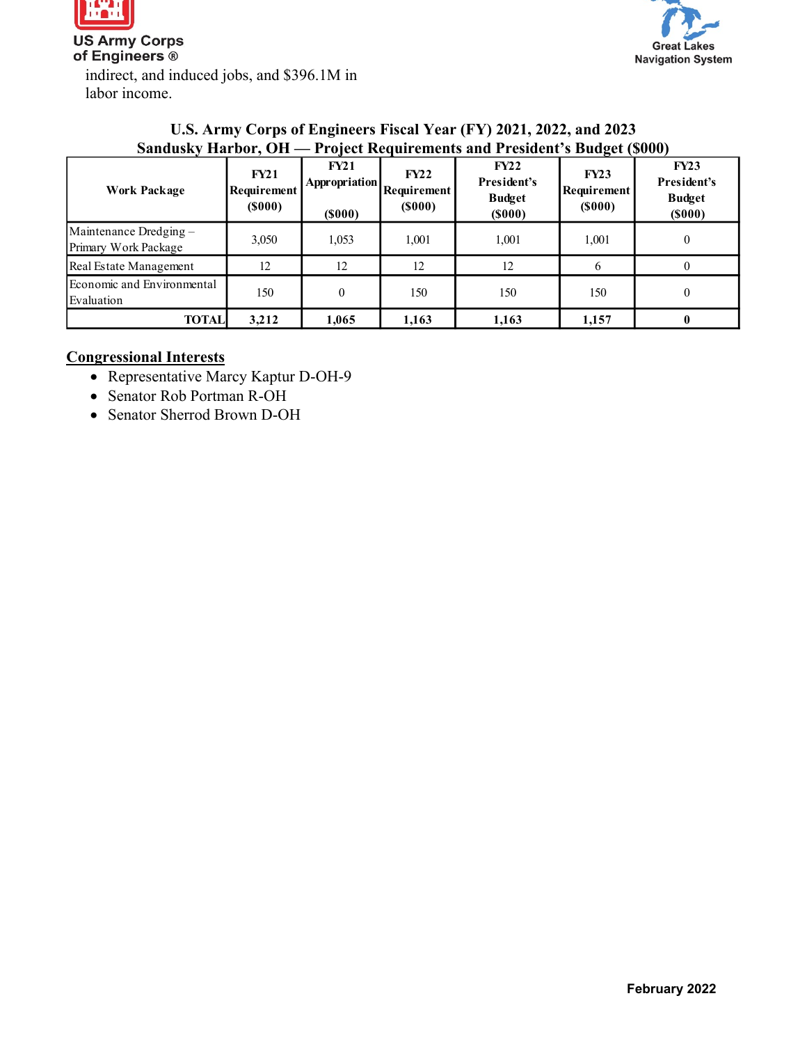indirect, and induced jobs, and $396.1M in labor income.

**U.S. Army Corps of Engineers Fiscal Year (FY) 2021, 2022, and 2023**
**Sandusky Harbor, OH — Project Requirements and President's Budget ($000)**

| Work Package | FY21 Requirement ($000) | FY21 Appropriation ($000) | FY22 Requirement ($000) | FY22 President's Budget ($000) | FY23 Requirement ($000) | FY23 President's Budget ($000) |
|---|---|---|---|---|---|---|
| Maintenance Dredging – Primary Work Package | 3,050 | 1,053 | 1,001 | 1,001 | 1,001 | 0 |
| Real Estate Management | 12 | 12 | 12 | 12 | 6 | 0 |
| Economic and Environmental Evaluation | 150 | 0 | 150 | 150 | 150 | 0 |
| **TOTAL** | **3,212** | **1,065** | **1,163** | **1,163** | **1,157** | **0** |

## Congressional Interests

- Representative Marcy Kaptur D-OH-9
- Senator Rob Portman R-OH
- Senator Sherrod Brown D-OH

February 2022